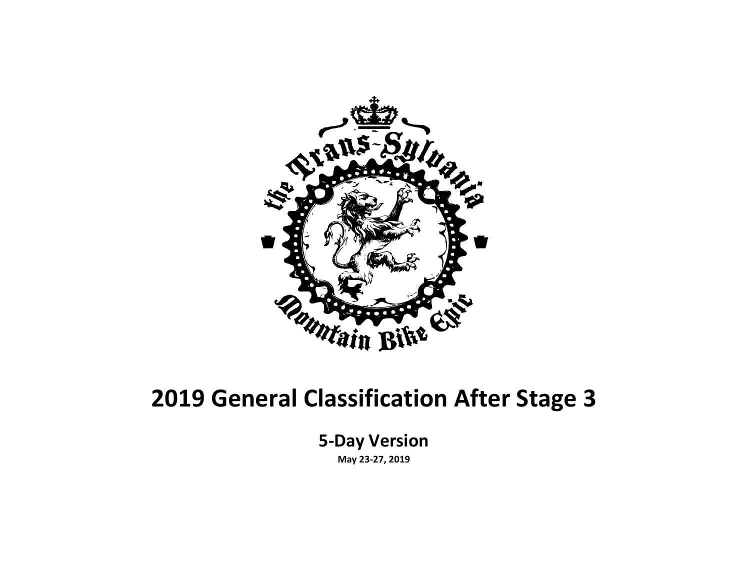# 2019 General Classification After Stage 3

## 5-Day Version

**May 23-27, 2019**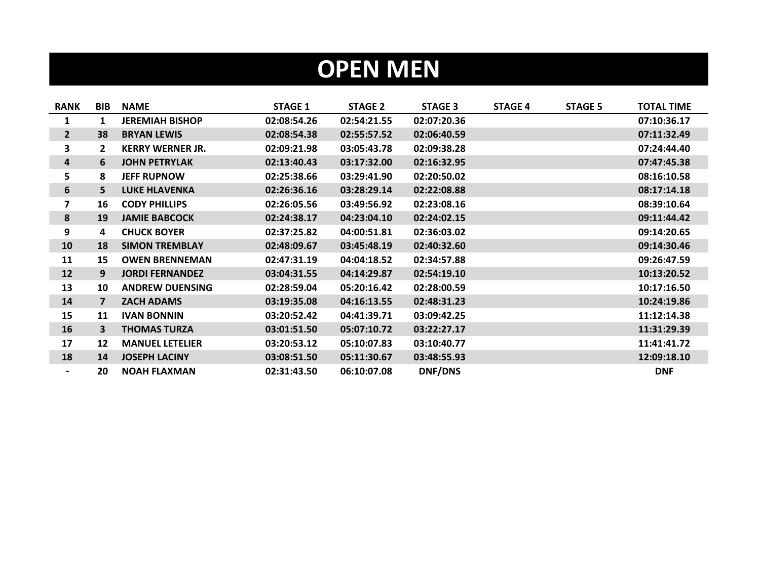# OPEN MEN

| RANK | BIB | NAME | STAGE 1 | STAGE 2 | STAGE 3 | STAGE 4 | STAGE 5 | TOTAL TIME |
|---|---|---|---|---|---|---|---|---|
| 1 | 1 | JEREMIAH BISHOP | 02:08:54.26 | 02:54:21.55 | 02:07:20.36 | | | 07:10:36.17 |
| 2 | 38 | BRYAN LEWIS | 02:08:54.38 | 02:55:57.52 | 02:06:40.59 | | | 07:11:32.49 |
| 3 | 2 | KERRY WERNER JR. | 02:09:21.98 | 03:05:43.78 | 02:09:38.28 | | | 07:24:44.40 |
| 4 | 6 | JOHN PETRYLAK | 02:13:40.43 | 03:17:32.00 | 02:16:32.95 | | | 07:47:45.38 |
| 5 | 8 | JEFF RUPNOW | 02:25:38.66 | 03:29:41.90 | 02:20:50.02 | | | 08:16:10.58 |
| 6 | 5 | LUKE HLAVENKA | 02:26:36.16 | 03:28:29.14 | 02:22:08.88 | | | 08:17:14.18 |
| 7 | 16 | CODY PHILLIPS | 02:26:05.56 | 03:49:56.92 | 02:23:08.16 | | | 08:39:10.64 |
| 8 | 19 | JAMIE BABCOCK | 02:24:38.17 | 04:23:04.10 | 02:24:02.15 | | | 09:11:44.42 |
| 9 | 4 | CHUCK BOYER | 02:37:25.82 | 04:00:51.81 | 02:36:03.02 | | | 09:14:20.65 |
| 10 | 18 | SIMON TREMBLAY | 02:48:09.67 | 03:45:48.19 | 02:40:32.60 | | | 09:14:30.46 |
| 11 | 15 | OWEN BRENNEMAN | 02:47:31.19 | 04:04:18.52 | 02:34:57.88 | | | 09:26:47.59 |
| 12 | 9 | JORDI FERNANDEZ | 03:04:31.55 | 04:14:29.87 | 02:54:19.10 | | | 10:13:20.52 |
| 13 | 10 | ANDREW DUENSING | 02:28:59.04 | 05:20:16.42 | 02:28:00.59 | | | 10:17:16.50 |
| 14 | 7 | ZACH ADAMS | 03:19:35.08 | 04:16:13.55 | 02:48:31.23 | | | 10:24:19.86 |
| 15 | 11 | IVAN BONNIN | 03:20:52.42 | 04:41:39.71 | 03:09:42.25 | | | 11:12:14.38 |
| 16 | 3 | THOMAS TURZA | 03:01:51.50 | 05:07:10.72 | 03:22:27.17 | | | 11:31:29.39 |
| 17 | 12 | MANUEL LETELIER | 03:20:53.12 | 05:10:07.83 | 03:10:40.77 | | | 11:41:41.72 |
| 18 | 14 | JOSEPH LACINY | 03:08:51.50 | 05:11:30.67 | 03:48:55.93 | | | 12:09:18.10 |
| - | 20 | NOAH FLAXMAN | 02:31:43.50 | 06:10:07.08 | DNF/DNS | | | DNF |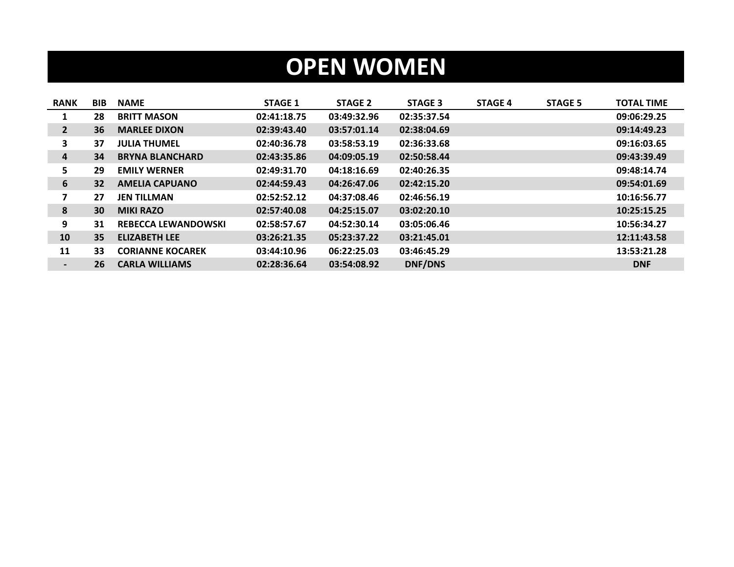# OPEN WOMEN

| RANK | BIB | NAME | STAGE 1 | STAGE 2 | STAGE 3 | STAGE 4 | STAGE 5 | TOTAL TIME |
|---|---|---|---|---|---|---|---|---|
| 1 | 28 | BRITT MASON | 02:41:18.75 | 03:49:32.96 | 02:35:37.54 | | | 09:06:29.25 |
| 2 | 36 | MARLEE DIXON | 02:39:43.40 | 03:57:01.14 | 02:38:04.69 | | | 09:14:49.23 |
| 3 | 37 | JULIA THUMEL | 02:40:36.78 | 03:58:53.19 | 02:36:33.68 | | | 09:16:03.65 |
| 4 | 34 | BRYNA BLANCHARD | 02:43:35.86 | 04:09:05.19 | 02:50:58.44 | | | 09:43:39.49 |
| 5 | 29 | EMILY WERNER | 02:49:31.70 | 04:18:16.69 | 02:40:26.35 | | | 09:48:14.74 |
| 6 | 32 | AMELIA CAPUANO | 02:44:59.43 | 04:26:47.06 | 02:42:15.20 | | | 09:54:01.69 |
| 7 | 27 | JEN TILLMAN | 02:52:52.12 | 04:37:08.46 | 02:46:56.19 | | | 10:16:56.77 |
| 8 | 30 | MIKI RAZO | 02:57:40.08 | 04:25:15.07 | 03:02:20.10 | | | 10:25:15.25 |
| 9 | 31 | REBECCA LEWANDOWSKI | 02:58:57.67 | 04:52:30.14 | 03:05:06.46 | | | 10:56:34.27 |
| 10 | 35 | ELIZABETH LEE | 03:26:21.35 | 05:23:37.22 | 03:21:45.01 | | | 12:11:43.58 |
| 11 | 33 | CORIANNE KOCAREK | 03:44:10.96 | 06:22:25.03 | 03:46:45.29 | | | 13:53:21.28 |
| - | 26 | CARLA WILLIAMS | 02:28:36.64 | 03:54:08.92 | DNF/DNS | | | DNF |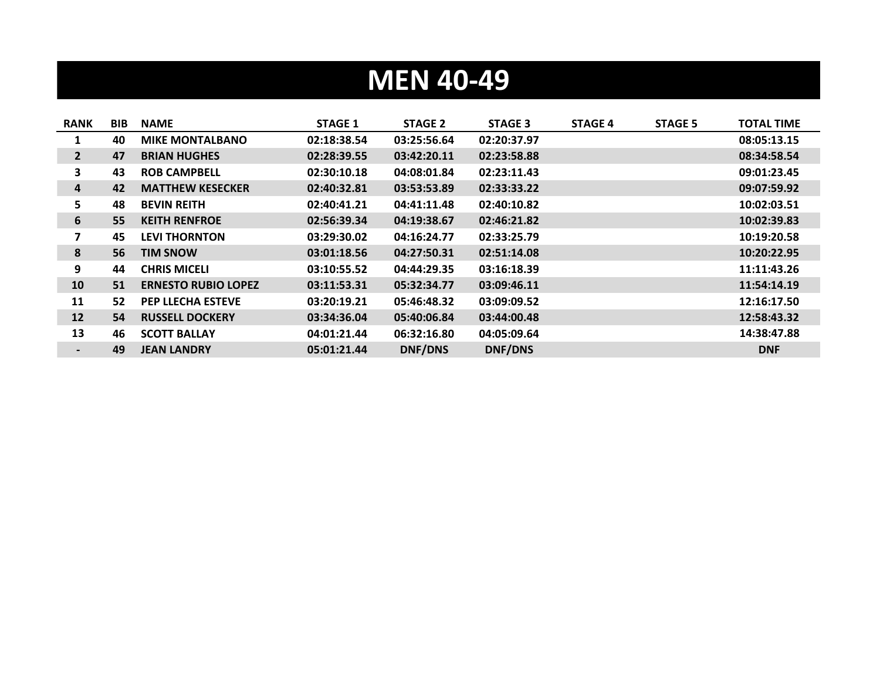# MEN 40-49

| RANK | BIB | NAME | STAGE 1 | STAGE 2 | STAGE 3 | STAGE 4 | STAGE 5 | TOTAL TIME |
|---|---|---|---|---|---|---|---|---|
| 1 | 40 | MIKE MONTALBANO | 02:18:38.54 | 03:25:56.64 | 02:20:37.97 | | | 08:05:13.15 |
| 2 | 47 | BRIAN HUGHES | 02:28:39.55 | 03:42:20.11 | 02:23:58.88 | | | 08:34:58.54 |
| 3 | 43 | ROB CAMPBELL | 02:30:10.18 | 04:08:01.84 | 02:23:11.43 | | | 09:01:23.45 |
| 4 | 42 | MATTHEW KESECKER | 02:40:32.81 | 03:53:53.89 | 02:33:33.22 | | | 09:07:59.92 |
| 5 | 48 | BEVIN REITH | 02:40:41.21 | 04:41:11.48 | 02:40:10.82 | | | 10:02:03.51 |
| 6 | 55 | KEITH RENFROE | 02:56:39.34 | 04:19:38.67 | 02:46:21.82 | | | 10:02:39.83 |
| 7 | 45 | LEVI THORNTON | 03:29:30.02 | 04:16:24.77 | 02:33:25.79 | | | 10:19:20.58 |
| 8 | 56 | TIM SNOW | 03:01:18.56 | 04:27:50.31 | 02:51:14.08 | | | 10:20:22.95 |
| 9 | 44 | CHRIS MICELI | 03:10:55.52 | 04:44:29.35 | 03:16:18.39 | | | 11:11:43.26 |
| 10 | 51 | ERNESTO RUBIO LOPEZ | 03:11:53.31 | 05:32:34.77 | 03:09:46.11 | | | 11:54:14.19 |
| 11 | 52 | PEP LLECHA ESTEVE | 03:20:19.21 | 05:46:48.32 | 03:09:09.52 | | | 12:16:17.50 |
| 12 | 54 | RUSSELL DOCKERY | 03:34:36.04 | 05:40:06.84 | 03:44:00.48 | | | 12:58:43.32 |
| 13 | 46 | SCOTT BALLAY | 04:01:21.44 | 06:32:16.80 | 04:05:09.64 | | | 14:38:47.88 |
| - | 49 | JEAN LANDRY | 05:01:21.44 | DNF/DNS | DNF/DNS | | | DNF |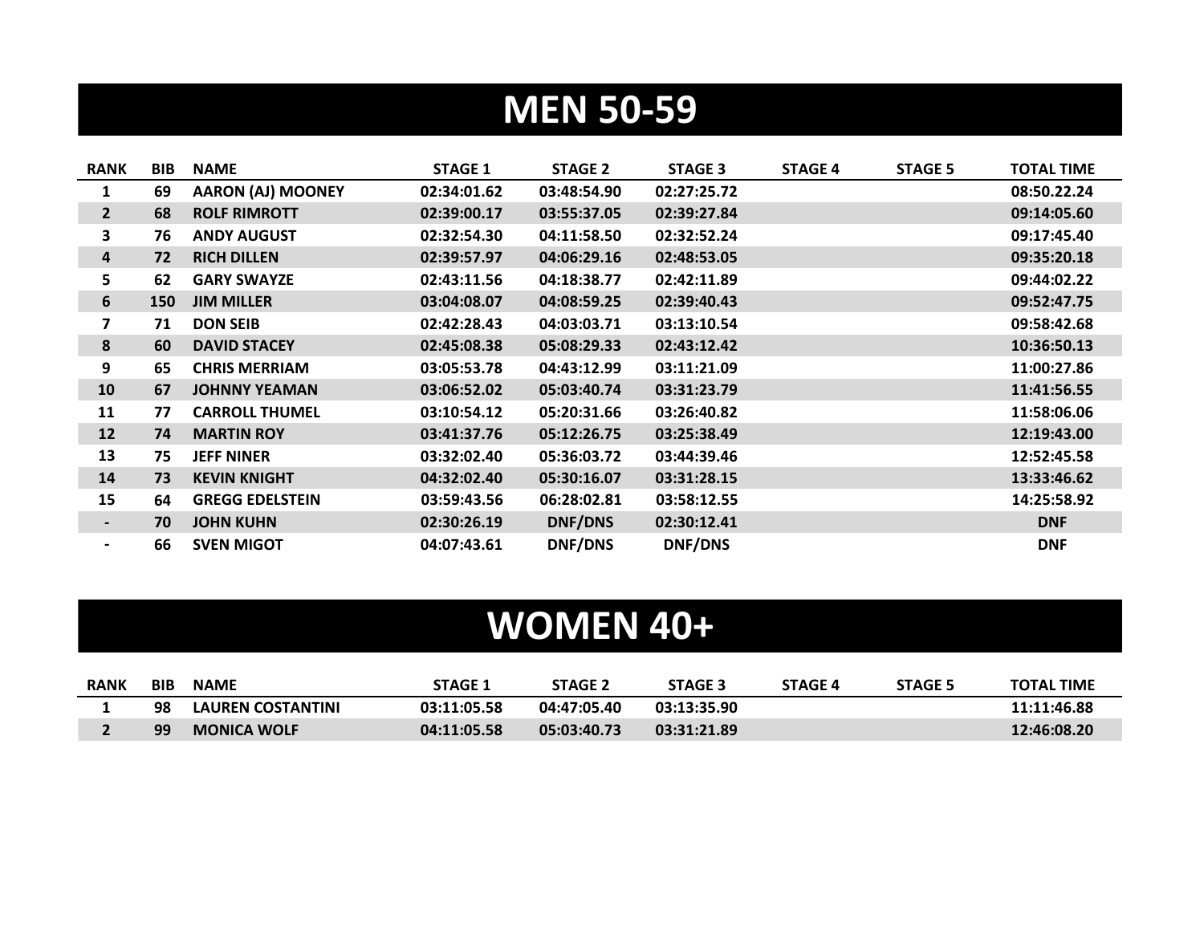# MEN 50-59

| RANK | BIB | NAME | STAGE 1 | STAGE 2 | STAGE 3 | STAGE 4 | STAGE 5 | TOTAL TIME |
|---|---|---|---|---|---|---|---|---|
| 1 | 69 | AARON (AJ) MOONEY | 02:34:01.62 | 03:48:54.90 | 02:27:25.72 | | | 08:50.22.24 |
| 2 | 68 | ROLF RIMROTT | 02:39:00.17 | 03:55:37.05 | 02:39:27.84 | | | 09:14:05.60 |
| 3 | 76 | ANDY AUGUST | 02:32:54.30 | 04:11:58.50 | 02:32:52.24 | | | 09:17:45.40 |
| 4 | 72 | RICH DILLEN | 02:39:57.97 | 04:06:29.16 | 02:48:53.05 | | | 09:35:20.18 |
| 5 | 62 | GARY SWAYZE | 02:43:11.56 | 04:18:38.77 | 02:42:11.89 | | | 09:44:02.22 |
| 6 | 150 | JIM MILLER | 03:04:08.07 | 04:08:59.25 | 02:39:40.43 | | | 09:52:47.75 |
| 7 | 71 | DON SEIB | 02:42:28.43 | 04:03:03.71 | 03:13:10.54 | | | 09:58:42.68 |
| 8 | 60 | DAVID STACEY | 02:45:08.38 | 05:08:29.33 | 02:43:12.42 | | | 10:36:50.13 |
| 9 | 65 | CHRIS MERRIAM | 03:05:53.78 | 04:43:12.99 | 03:11:21.09 | | | 11:00:27.86 |
| 10 | 67 | JOHNNY YEAMAN | 03:06:52.02 | 05:03:40.74 | 03:31:23.79 | | | 11:41:56.55 |
| 11 | 77 | CARROLL THUMEL | 03:10:54.12 | 05:20:31.66 | 03:26:40.82 | | | 11:58:06.06 |
| 12 | 74 | MARTIN ROY | 03:41:37.76 | 05:12:26.75 | 03:25:38.49 | | | 12:19:43.00 |
| 13 | 75 | JEFF NINER | 03:32:02.40 | 05:36:03.72 | 03:44:39.46 | | | 12:52:45.58 |
| 14 | 73 | KEVIN KNIGHT | 04:32:02.40 | 05:30:16.07 | 03:31:28.15 | | | 13:33:46.62 |
| 15 | 64 | GREGG EDELSTEIN | 03:59:43.56 | 06:28:02.81 | 03:58:12.55 | | | 14:25:58.92 |
| - | 70 | JOHN KUHN | 02:30:26.19 | DNF/DNS | 02:30:12.41 | | | DNF |
| - | 66 | SVEN MIGOT | 04:07:43.61 | DNF/DNS | DNF/DNS | | | DNF |

# WOMEN 40+

| RANK | BIB | NAME | STAGE 1 | STAGE 2 | STAGE 3 | STAGE 4 | STAGE 5 | TOTAL TIME |
|---|---|---|---|---|---|---|---|---|
| 1 | 98 | LAUREN COSTANTINI | 03:11:05.58 | 04:47:05.40 | 03:13:35.90 | | | 11:11:46.88 |
| 2 | 99 | MONICA WOLF | 04:11:05.58 | 05:03:40.73 | 03:31:21.89 | | | 12:46:08.20 |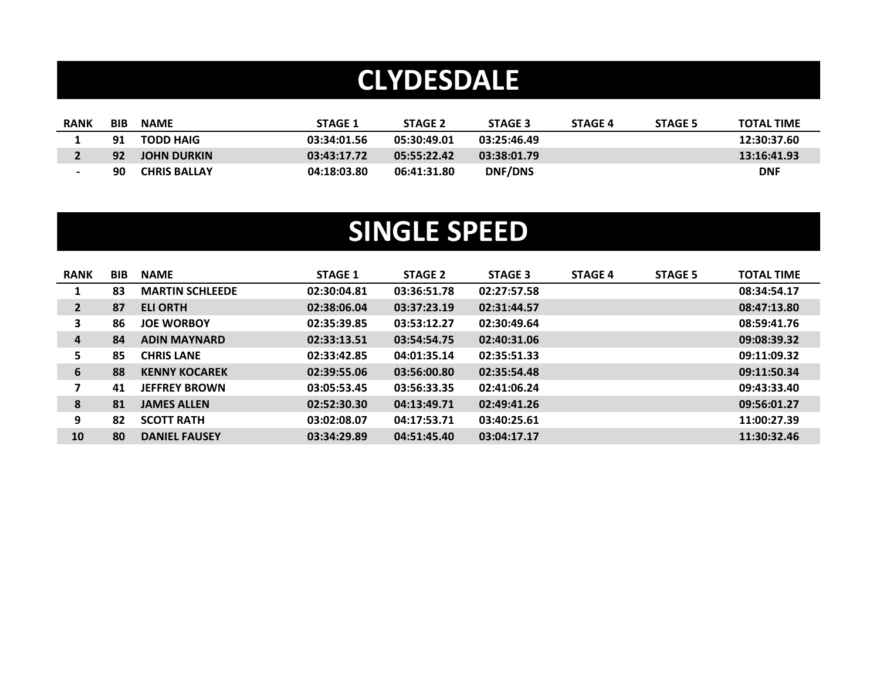# CLYDESDALE

| RANK | BIB | NAME | STAGE 1 | STAGE 2 | STAGE 3 | STAGE 4 | STAGE 5 | TOTAL TIME |
|---|---|---|---|---|---|---|---|---|
| 1 | 91 | TODD HAIG | 03:34:01.56 | 05:30:49.01 | 03:25:46.49 | | | 12:30:37.60 |
| 2 | 92 | JOHN DURKIN | 03:43:17.72 | 05:55:22.42 | 03:38:01.79 | | | 13:16:41.93 |
| - | 90 | CHRIS BALLAY | 04:18:03.80 | 06:41:31.80 | DNF/DNS | | | DNF |

# SINGLE SPEED

| RANK | BIB | NAME | STAGE 1 | STAGE 2 | STAGE 3 | STAGE 4 | STAGE 5 | TOTAL TIME |
|---|---|---|---|---|---|---|---|---|
| 1 | 83 | MARTIN SCHLEEDE | 02:30:04.81 | 03:36:51.78 | 02:27:57.58 | | | 08:34:54.17 |
| 2 | 87 | ELI ORTH | 02:38:06.04 | 03:37:23.19 | 02:31:44.57 | | | 08:47:13.80 |
| 3 | 86 | JOE WORBOY | 02:35:39.85 | 03:53:12.27 | 02:30:49.64 | | | 08:59:41.76 |
| 4 | 84 | ADIN MAYNARD | 02:33:13.51 | 03:54:54.75 | 02:40:31.06 | | | 09:08:39.32 |
| 5 | 85 | CHRIS LANE | 02:33:42.85 | 04:01:35.14 | 02:35:51.33 | | | 09:11:09.32 |
| 6 | 88 | KENNY KOCAREK | 02:39:55.06 | 03:56:00.80 | 02:35:54.48 | | | 09:11:50.34 |
| 7 | 41 | JEFFREY BROWN | 03:05:53.45 | 03:56:33.35 | 02:41:06.24 | | | 09:43:33.40 |
| 8 | 81 | JAMES ALLEN | 02:52:30.30 | 04:13:49.71 | 02:49:41.26 | | | 09:56:01.27 |
| 9 | 82 | SCOTT RATH | 03:02:08.07 | 04:17:53.71 | 03:40:25.61 | | | 11:00:27.39 |
| 10 | 80 | DANIEL FAUSEY | 03:34:29.89 | 04:51:45.40 | 03:04:17.17 | | | 11:30:32.46 |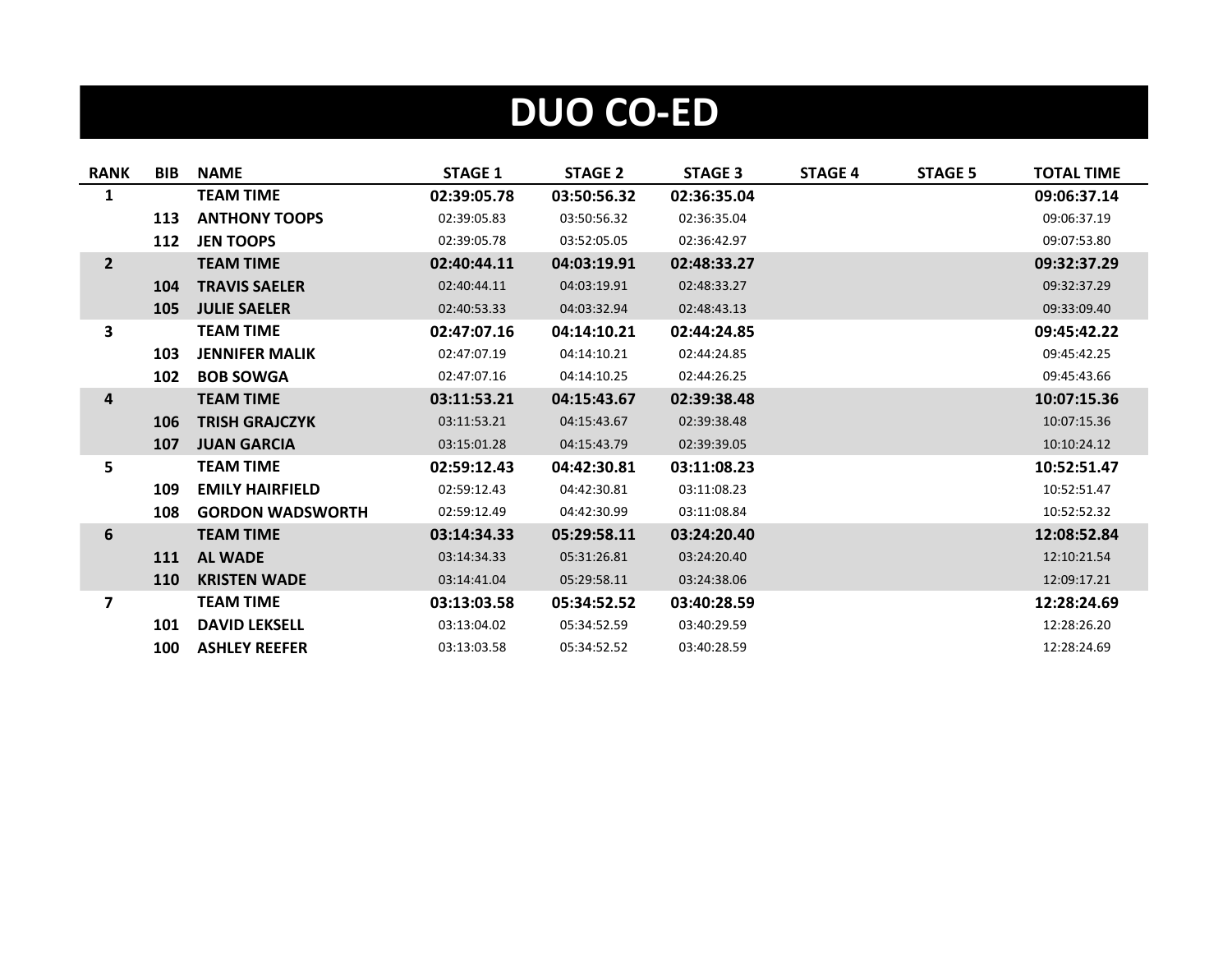# DUO CO-ED

| RANK | BIB | NAME | STAGE 1 | STAGE 2 | STAGE 3 | STAGE 4 | STAGE 5 | TOTAL TIME |
|---|---|---|---|---|---|---|---|---|
| **1** | | **TEAM TIME** | **02:39:05.78** | **03:50:56.32** | **02:36:35.04** | | | **09:06:37.14** |
| | **113** | **ANTHONY TOOPS** | 02:39:05.83 | 03:50:56.32 | 02:36:35.04 | | | 09:06:37.19 |
| | **112** | **JEN TOOPS** | 02:39:05.78 | 03:52:05.05 | 02:36:42.97 | | | 09:07:53.80 |
| **2** | | **TEAM TIME** | **02:40:44.11** | **04:03:19.91** | **02:48:33.27** | | | **09:32:37.29** |
| | **104** | **TRAVIS SAELER** | 02:40:44.11 | 04:03:19.91 | 02:48:33.27 | | | 09:32:37.29 |
| | **105** | **JULIE SAELER** | 02:40:53.33 | 04:03:32.94 | 02:48:43.13 | | | 09:33:09.40 |
| **3** | | **TEAM TIME** | **02:47:07.16** | **04:14:10.21** | **02:44:24.85** | | | **09:45:42.22** |
| | **103** | **JENNIFER MALIK** | 02:47:07.19 | 04:14:10.21 | 02:44:24.85 | | | 09:45:42.25 |
| | **102** | **BOB SOWGA** | 02:47:07.16 | 04:14:10.25 | 02:44:26.25 | | | 09:45:43.66 |
| **4** | | **TEAM TIME** | **03:11:53.21** | **04:15:43.67** | **02:39:38.48** | | | **10:07:15.36** |
| | **106** | **TRISH GRAJCZYK** | 03:11:53.21 | 04:15:43.67 | 02:39:38.48 | | | 10:07:15.36 |
| | **107** | **JUAN GARCIA** | 03:15:01.28 | 04:15:43.79 | 02:39:39.05 | | | 10:10:24.12 |
| **5** | | **TEAM TIME** | **02:59:12.43** | **04:42:30.81** | **03:11:08.23** | | | **10:52:51.47** |
| | **109** | **EMILY HAIRFIELD** | 02:59:12.43 | 04:42:30.81 | 03:11:08.23 | | | 10:52:51.47 |
| | **108** | **GORDON WADSWORTH** | 02:59:12.49 | 04:42:30.99 | 03:11:08.84 | | | 10:52:52.32 |
| **6** | | **TEAM TIME** | **03:14:34.33** | **05:29:58.11** | **03:24:20.40** | | | **12:08:52.84** |
| | **111** | **AL WADE** | 03:14:34.33 | 05:31:26.81 | 03:24:20.40 | | | 12:10:21.54 |
| | **110** | **KRISTEN WADE** | 03:14:41.04 | 05:29:58.11 | 03:24:38.06 | | | 12:09:17.21 |
| **7** | | **TEAM TIME** | **03:13:03.58** | **05:34:52.52** | **03:40:28.59** | | | **12:28:24.69** |
| | **101** | **DAVID LEKSELL** | 03:13:04.02 | 05:34:52.59 | 03:40:29.59 | | | 12:28:26.20 |
| | **100** | **ASHLEY REEFER** | 03:13:03.58 | 05:34:52.52 | 03:40:28.59 | | | 12:28:24.69 |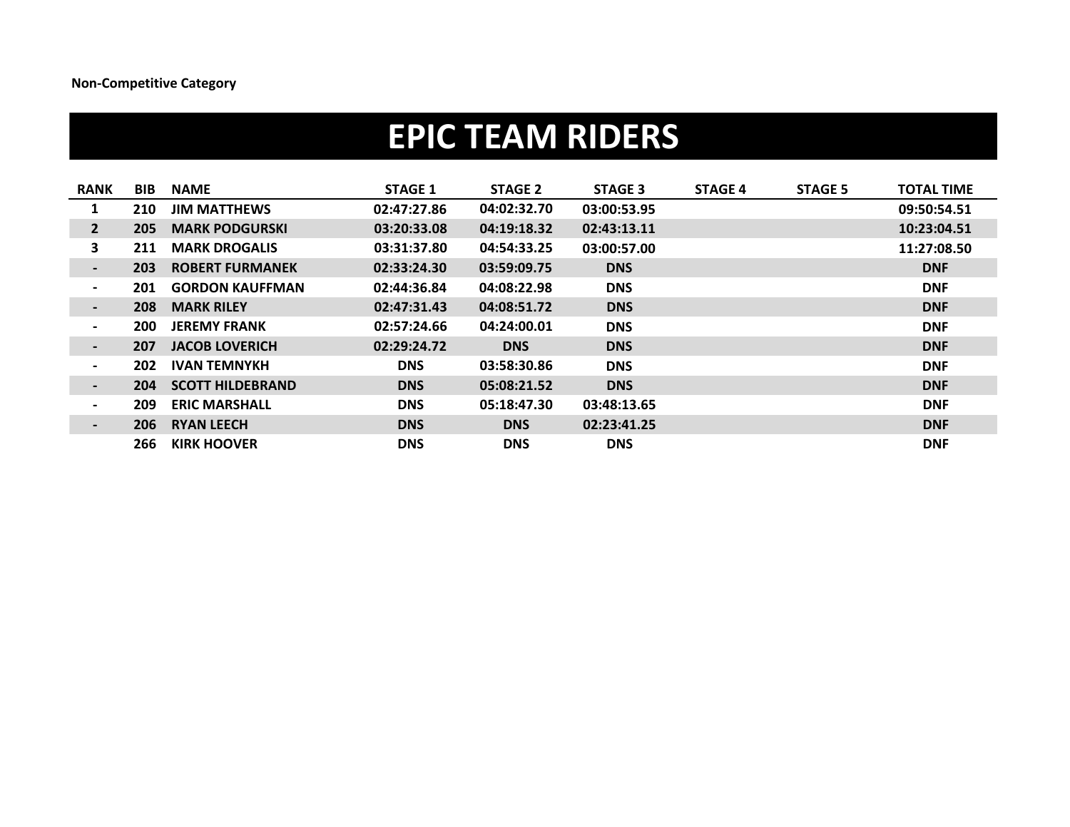**Non-Competitive Category**

# EPIC TEAM RIDERS

| RANK | BIB | NAME | STAGE 1 | STAGE 2 | STAGE 3 | STAGE 4 | STAGE 5 | TOTAL TIME |
|---|---|---|---|---|---|---|---|---|
| 1 | 210 | JIM MATTHEWS | 02:47:27.86 | 04:02:32.70 | 03:00:53.95 | | | 09:50:54.51 |
| 2 | 205 | MARK PODGURSKI | 03:20:33.08 | 04:19:18.32 | 02:43:13.11 | | | 10:23:04.51 |
| 3 | 211 | MARK DROGALIS | 03:31:37.80 | 04:54:33.25 | 03:00:57.00 | | | 11:27:08.50 |
| - | 203 | ROBERT FURMANEK | 02:33:24.30 | 03:59:09.75 | DNS | | | DNF |
| - | 201 | GORDON KAUFFMAN | 02:44:36.84 | 04:08:22.98 | DNS | | | DNF |
| - | 208 | MARK RILEY | 02:47:31.43 | 04:08:51.72 | DNS | | | DNF |
| - | 200 | JEREMY FRANK | 02:57:24.66 | 04:24:00.01 | DNS | | | DNF |
| - | 207 | JACOB LOVERICH | 02:29:24.72 | DNS | DNS | | | DNF |
| - | 202 | IVAN TEMNYKH | DNS | 03:58:30.86 | DNS | | | DNF |
| - | 204 | SCOTT HILDEBRAND | DNS | 05:08:21.52 | DNS | | | DNF |
| - | 209 | ERIC MARSHALL | DNS | 05:18:47.30 | 03:48:13.65 | | | DNF |
| - | 206 | RYAN LEECH | DNS | DNS | 02:23:41.25 | | | DNF |
| | 266 | KIRK HOOVER | DNS | DNS | DNS | | | DNF |